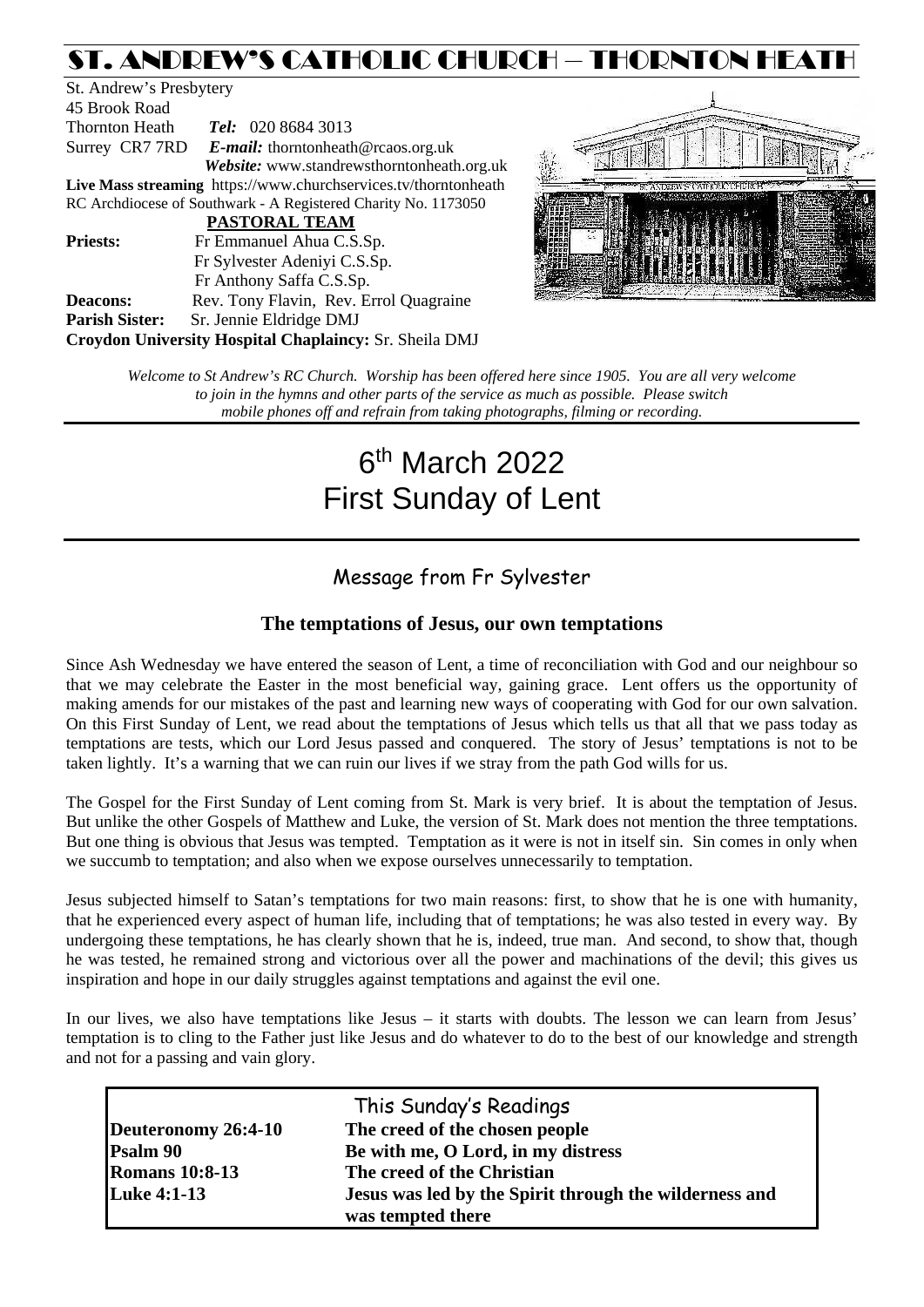# ST. ANDREW'S CATHOLIC CHURCH – THORNTON HEATH

St. Andrew's Presbytery
45 Brook Road
Thornton Heath *Tel:* 020 8684 3013
Surrey CR7 7RD *E-mail:* thorntonheath@rcaos.org.uk
*Website:* www.standrewsthorntonheath.org.uk
**Live Mass streaming** https://www.churchservices.tv/thorntonheath
RC Archdiocese of Southwark - A Registered Charity No. 1173050

**PASTORAL TEAM**

**Priests:** Fr Emmanuel Ahua C.S.Sp.
Fr Sylvester Adeniyi C.S.Sp.
Fr Anthony Saffa C.S.Sp.
**Deacons:** Rev. Tony Flavin, Rev. Errol Quagraine
**Parish Sister:** Sr. Jennie Eldridge DMJ
**Croydon University Hospital Chaplaincy:** Sr. Sheila DMJ

*Welcome to St Andrew's RC Church. Worship has been offered here since 1905. You are all very welcome to join in the hymns and other parts of the service as much as possible. Please switch mobile phones off and refrain from taking photographs, filming or recording.*

# 6th March 2022
# First Sunday of Lent

## Message from Fr Sylvester

### The temptations of Jesus, our own temptations

Since Ash Wednesday we have entered the season of Lent, a time of reconciliation with God and our neighbour so that we may celebrate the Easter in the most beneficial way, gaining grace. Lent offers us the opportunity of making amends for our mistakes of the past and learning new ways of cooperating with God for our own salvation. On this First Sunday of Lent, we read about the temptations of Jesus which tells us that all that we pass today as temptations are tests, which our Lord Jesus passed and conquered. The story of Jesus' temptations is not to be taken lightly. It's a warning that we can ruin our lives if we stray from the path God wills for us.

The Gospel for the First Sunday of Lent coming from St. Mark is very brief. It is about the temptation of Jesus. But unlike the other Gospels of Matthew and Luke, the version of St. Mark does not mention the three temptations. But one thing is obvious that Jesus was tempted. Temptation as it were is not in itself sin. Sin comes in only when we succumb to temptation; and also when we expose ourselves unnecessarily to temptation.

Jesus subjected himself to Satan's temptations for two main reasons: first, to show that he is one with humanity, that he experienced every aspect of human life, including that of temptations; he was also tested in every way. By undergoing these temptations, he has clearly shown that he is, indeed, true man. And second, to show that, though he was tested, he remained strong and victorious over all the power and machinations of the devil; this gives us inspiration and hope in our daily struggles against temptations and against the evil one.

In our lives, we also have temptations like Jesus – it starts with doubts. The lesson we can learn from Jesus' temptation is to cling to the Father just like Jesus and do whatever to do to the best of our knowledge and strength and not for a passing and vain glory.

## This Sunday's Readings

| | |
|---|---|
| **Deuteronomy 26:4-10** | **The creed of the chosen people** |
| **Psalm 90** | **Be with me, O Lord, in my distress** |
| **Romans 10:8-13** | **The creed of the Christian** |
| **Luke 4:1-13** | **Jesus was led by the Spirit through the wilderness and was tempted there** |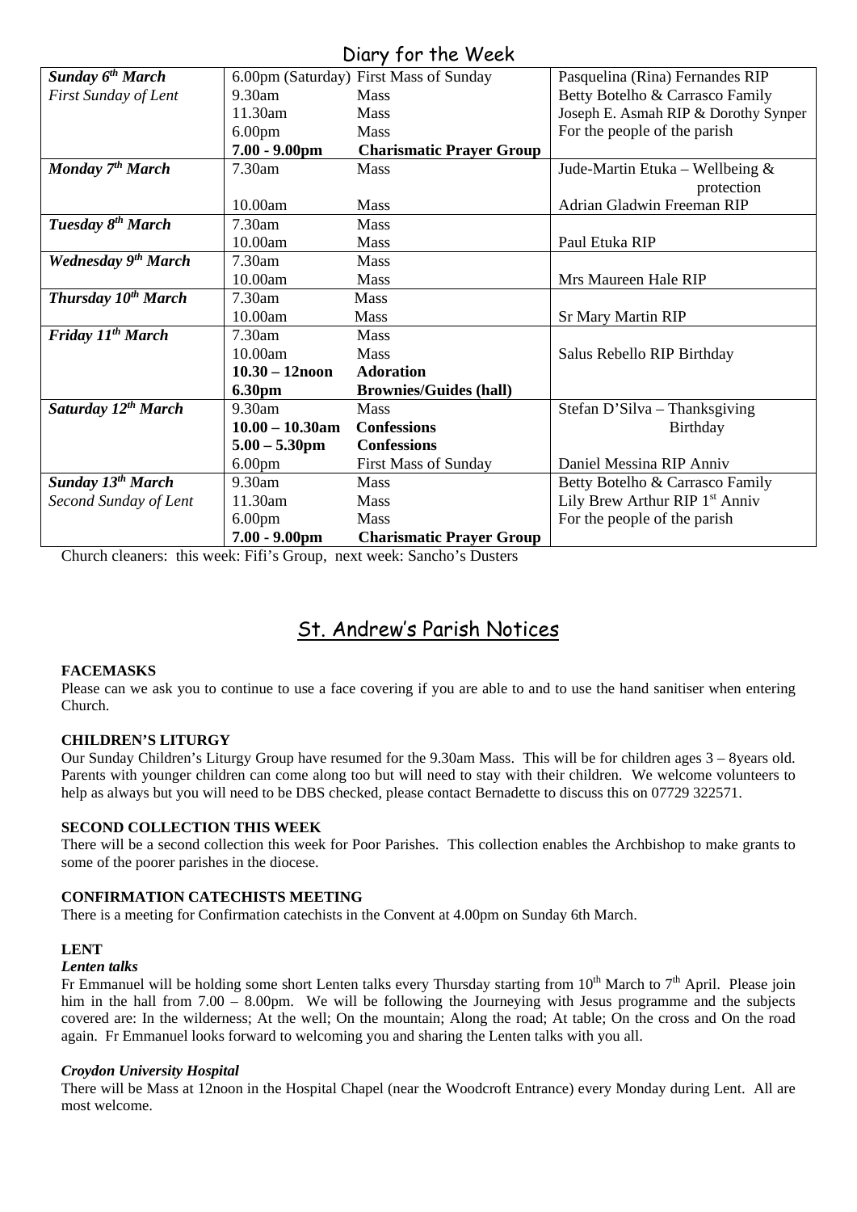## Diary for the Week

| Day | Time | Event | Intention |
|---|---|---|---|
| ***Sunday 6th March*** | 6.00pm (Saturday) | First Mass of Sunday | Pasquelina (Rina) Fernandes RIP |
| *First Sunday of Lent* | 9.30am | Mass | Betty Botelho & Carrasco Family |
| | 11.30am | Mass | Joseph E. Asmah RIP & Dorothy Synper |
| | 6.00pm | Mass | For the people of the parish |
| | **7.00 - 9.00pm** | **Charismatic Prayer Group** | |
| ***Monday 7th March*** | 7.30am | Mass | Jude-Martin Etuka – Wellbeing & protection |
| | 10.00am | Mass | Adrian Gladwin Freeman RIP |
| ***Tuesday 8th March*** | 7.30am | Mass | |
| | 10.00am | Mass | Paul Etuka RIP |
| ***Wednesday 9th March*** | 7.30am | Mass | |
| | 10.00am | Mass | Mrs Maureen Hale RIP |
| ***Thursday 10th March*** | 7.30am | Mass | |
| | 10.00am | Mass | Sr Mary Martin RIP |
| ***Friday 11th March*** | 7.30am | Mass | |
| | 10.00am | Mass | Salus Rebello RIP Birthday |
| | **10.30 – 12noon** | **Adoration** | |
| | **6.30pm** | **Brownies/Guides (hall)** | |
| ***Saturday 12th March*** | 9.30am | Mass | Stefan D'Silva – Thanksgiving Birthday |
| | **10.00 – 10.30am** | **Confessions** | |
| | **5.00 – 5.30pm** | **Confessions** | |
| | 6.00pm | First Mass of Sunday | Daniel Messina RIP Anniv |
| ***Sunday 13th March*** | 9.30am | Mass | Betty Botelho & Carrasco Family |
| *Second Sunday of Lent* | 11.30am | Mass | Lily Brew Arthur RIP 1st Anniv |
| | 6.00pm | Mass | For the people of the parish |
| | **7.00 - 9.00pm** | **Charismatic Prayer Group** | |

Church cleaners: this week: Fifi's Group, next week: Sancho's Dusters

## St. Andrew's Parish Notices

**FACEMASKS**

Please can we ask you to continue to use a face covering if you are able to and to use the hand sanitiser when entering Church.

**CHILDREN'S LITURGY**

Our Sunday Children's Liturgy Group have resumed for the 9.30am Mass. This will be for children ages 3 – 8years old. Parents with younger children can come along too but will need to stay with their children. We welcome volunteers to help as always but you will need to be DBS checked, please contact Bernadette to discuss this on 07729 322571.

**SECOND COLLECTION THIS WEEK**

There will be a second collection this week for Poor Parishes. This collection enables the Archbishop to make grants to some of the poorer parishes in the diocese.

**CONFIRMATION CATECHISTS MEETING**

There is a meeting for Confirmation catechists in the Convent at 4.00pm on Sunday 6th March.

**LENT**

***Lenten talks***

Fr Emmanuel will be holding some short Lenten talks every Thursday starting from 10th March to 7th April. Please join him in the hall from 7.00 – 8.00pm. We will be following the Journeying with Jesus programme and the subjects covered are: In the wilderness; At the well; On the mountain; Along the road; At table; On the cross and On the road again. Fr Emmanuel looks forward to welcoming you and sharing the Lenten talks with you all.

***Croydon University Hospital***

There will be Mass at 12noon in the Hospital Chapel (near the Woodcroft Entrance) every Monday during Lent. All are most welcome.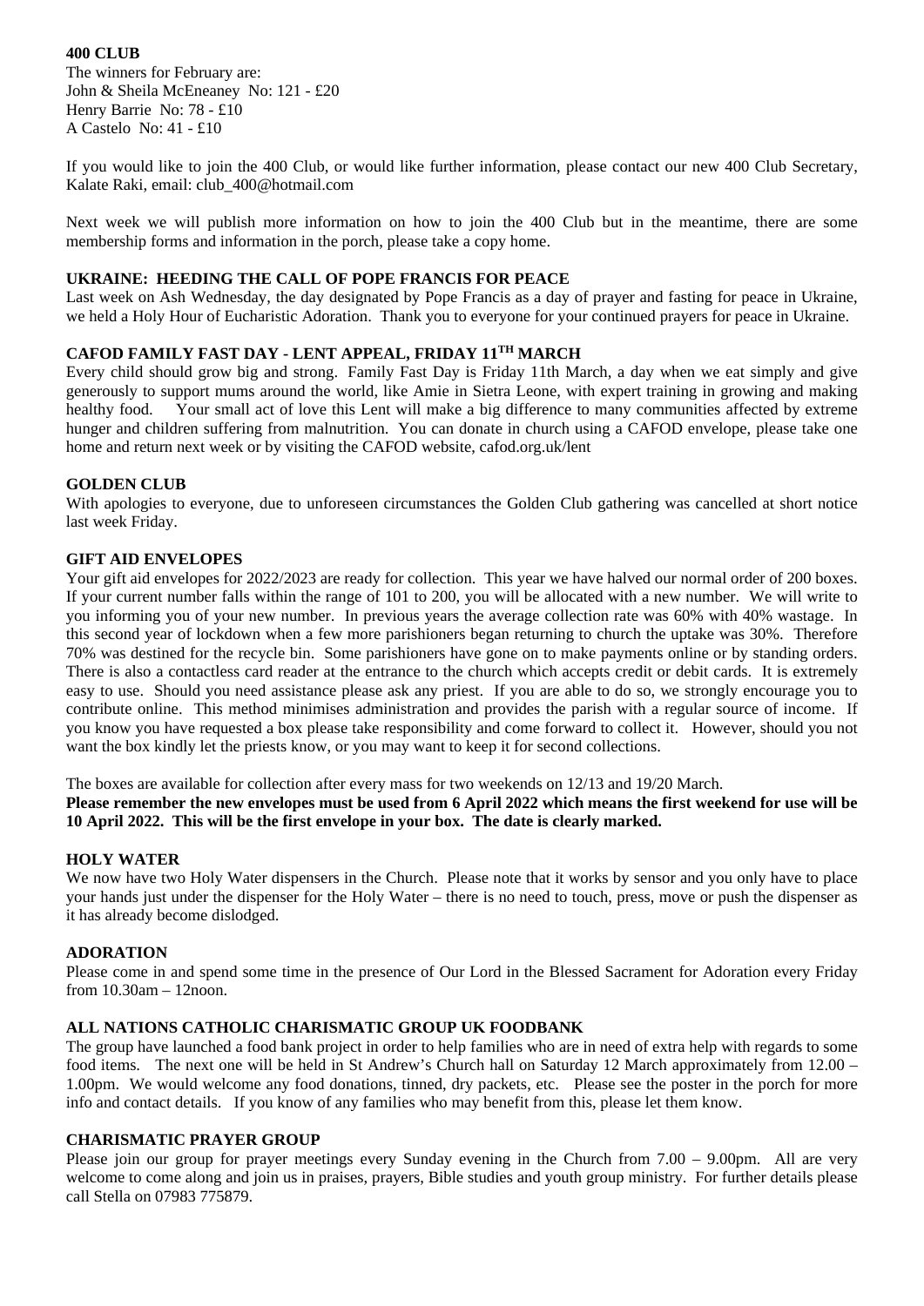**400 CLUB**

The winners for February are:
John & Sheila McEneaney No: 121 - £20
Henry Barrie No: 78 - £10
A Castelo No: 41 - £10

If you would like to join the 400 Club, or would like further information, please contact our new 400 Club Secretary, Kalate Raki, email: club_400@hotmail.com

Next week we will publish more information on how to join the 400 Club but in the meantime, there are some membership forms and information in the porch, please take a copy home.

**UKRAINE: HEEDING THE CALL OF POPE FRANCIS FOR PEACE**

Last week on Ash Wednesday, the day designated by Pope Francis as a day of prayer and fasting for peace in Ukraine, we held a Holy Hour of Eucharistic Adoration. Thank you to everyone for your continued prayers for peace in Ukraine.

**CAFOD FAMILY FAST DAY - LENT APPEAL, FRIDAY 11TH MARCH**

Every child should grow big and strong. Family Fast Day is Friday 11th March, a day when we eat simply and give generously to support mums around the world, like Amie in Sietra Leone, with expert training in growing and making healthy food. Your small act of love this Lent will make a big difference to many communities affected by extreme hunger and children suffering from malnutrition. You can donate in church using a CAFOD envelope, please take one home and return next week or by visiting the CAFOD website, cafod.org.uk/lent

**GOLDEN CLUB**

With apologies to everyone, due to unforeseen circumstances the Golden Club gathering was cancelled at short notice last week Friday.

**GIFT AID ENVELOPES**

Your gift aid envelopes for 2022/2023 are ready for collection. This year we have halved our normal order of 200 boxes. If your current number falls within the range of 101 to 200, you will be allocated with a new number. We will write to you informing you of your new number. In previous years the average collection rate was 60% with 40% wastage. In this second year of lockdown when a few more parishioners began returning to church the uptake was 30%. Therefore 70% was destined for the recycle bin. Some parishioners have gone on to make payments online or by standing orders. There is also a contactless card reader at the entrance to the church which accepts credit or debit cards. It is extremely easy to use. Should you need assistance please ask any priest. If you are able to do so, we strongly encourage you to contribute online. This method minimises administration and provides the parish with a regular source of income. If you know you have requested a box please take responsibility and come forward to collect it. However, should you not want the box kindly let the priests know, or you may want to keep it for second collections.

The boxes are available for collection after every mass for two weekends on 12/13 and 19/20 March.
**Please remember the new envelopes must be used from 6 April 2022 which means the first weekend for use will be 10 April 2022. This will be the first envelope in your box. The date is clearly marked.**

**HOLY WATER**

We now have two Holy Water dispensers in the Church. Please note that it works by sensor and you only have to place your hands just under the dispenser for the Holy Water – there is no need to touch, press, move or push the dispenser as it has already become dislodged.

**ADORATION**

Please come in and spend some time in the presence of Our Lord in the Blessed Sacrament for Adoration every Friday from 10.30am – 12noon.

**ALL NATIONS CATHOLIC CHARISMATIC GROUP UK FOODBANK**

The group have launched a food bank project in order to help families who are in need of extra help with regards to some food items. The next one will be held in St Andrew's Church hall on Saturday 12 March approximately from 12.00 – 1.00pm. We would welcome any food donations, tinned, dry packets, etc. Please see the poster in the porch for more info and contact details. If you know of any families who may benefit from this, please let them know.

**CHARISMATIC PRAYER GROUP**

Please join our group for prayer meetings every Sunday evening in the Church from 7.00 – 9.00pm. All are very welcome to come along and join us in praises, prayers, Bible studies and youth group ministry. For further details please call Stella on 07983 775879.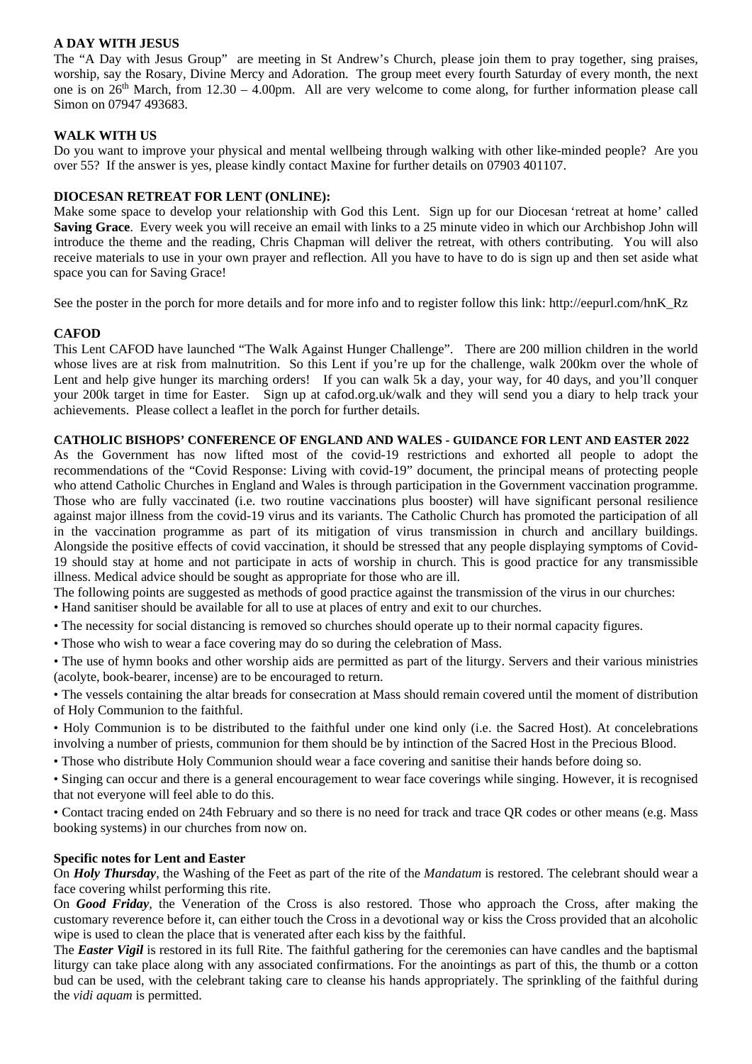**A DAY WITH JESUS**

The "A Day with Jesus Group" are meeting in St Andrew's Church, please join them to pray together, sing praises, worship, say the Rosary, Divine Mercy and Adoration. The group meet every fourth Saturday of every month, the next one is on 26th March, from 12.30 – 4.00pm. All are very welcome to come along, for further information please call Simon on 07947 493683.

**WALK WITH US**

Do you want to improve your physical and mental wellbeing through walking with other like-minded people? Are you over 55? If the answer is yes, please kindly contact Maxine for further details on 07903 401107.

**DIOCESAN RETREAT FOR LENT (ONLINE):**

Make some space to develop your relationship with God this Lent. Sign up for our Diocesan 'retreat at home' called **Saving Grace**. Every week you will receive an email with links to a 25 minute video in which our Archbishop John will introduce the theme and the reading, Chris Chapman will deliver the retreat, with others contributing. You will also receive materials to use in your own prayer and reflection. All you have to have to do is sign up and then set aside what space you can for Saving Grace!

See the poster in the porch for more details and for more info and to register follow this link: http://eepurl.com/hnK_Rz

**CAFOD**

This Lent CAFOD have launched "The Walk Against Hunger Challenge". There are 200 million children in the world whose lives are at risk from malnutrition. So this Lent if you're up for the challenge, walk 200km over the whole of Lent and help give hunger its marching orders! If you can walk 5k a day, your way, for 40 days, and you'll conquer your 200k target in time for Easter. Sign up at cafod.org.uk/walk and they will send you a diary to help track your achievements. Please collect a leaflet in the porch for further details.

**CATHOLIC BISHOPS' CONFERENCE OF ENGLAND AND WALES - GUIDANCE FOR LENT AND EASTER 2022**

As the Government has now lifted most of the covid-19 restrictions and exhorted all people to adopt the recommendations of the "Covid Response: Living with covid-19" document, the principal means of protecting people who attend Catholic Churches in England and Wales is through participation in the Government vaccination programme. Those who are fully vaccinated (i.e. two routine vaccinations plus booster) will have significant personal resilience against major illness from the covid-19 virus and its variants. The Catholic Church has promoted the participation of all in the vaccination programme as part of its mitigation of virus transmission in church and ancillary buildings. Alongside the positive effects of covid vaccination, it should be stressed that any people displaying symptoms of Covid-19 should stay at home and not participate in acts of worship in church. This is good practice for any transmissible illness. Medical advice should be sought as appropriate for those who are ill.

The following points are suggested as methods of good practice against the transmission of the virus in our churches:

- Hand sanitiser should be available for all to use at places of entry and exit to our churches.
- The necessity for social distancing is removed so churches should operate up to their normal capacity figures.
- Those who wish to wear a face covering may do so during the celebration of Mass.
- The use of hymn books and other worship aids are permitted as part of the liturgy. Servers and their various ministries (acolyte, book-bearer, incense) are to be encouraged to return.
- The vessels containing the altar breads for consecration at Mass should remain covered until the moment of distribution of Holy Communion to the faithful.
- Holy Communion is to be distributed to the faithful under one kind only (i.e. the Sacred Host). At concelebrations involving a number of priests, communion for them should be by intinction of the Sacred Host in the Precious Blood.
- Those who distribute Holy Communion should wear a face covering and sanitise their hands before doing so.
- Singing can occur and there is a general encouragement to wear face coverings while singing. However, it is recognised that not everyone will feel able to do this.
- Contact tracing ended on 24th February and so there is no need for track and trace QR codes or other means (e.g. Mass booking systems) in our churches from now on.

**Specific notes for Lent and Easter**

On ***Holy Thursday***, the Washing of the Feet as part of the rite of the *Mandatum* is restored. The celebrant should wear a face covering whilst performing this rite.

On ***Good Friday***, the Veneration of the Cross is also restored. Those who approach the Cross, after making the customary reverence before it, can either touch the Cross in a devotional way or kiss the Cross provided that an alcoholic wipe is used to clean the place that is venerated after each kiss by the faithful.

The ***Easter Vigil*** is restored in its full Rite. The faithful gathering for the ceremonies can have candles and the baptismal liturgy can take place along with any associated confirmations. For the anointings as part of this, the thumb or a cotton bud can be used, with the celebrant taking care to cleanse his hands appropriately. The sprinkling of the faithful during the *vidi aquam* is permitted.